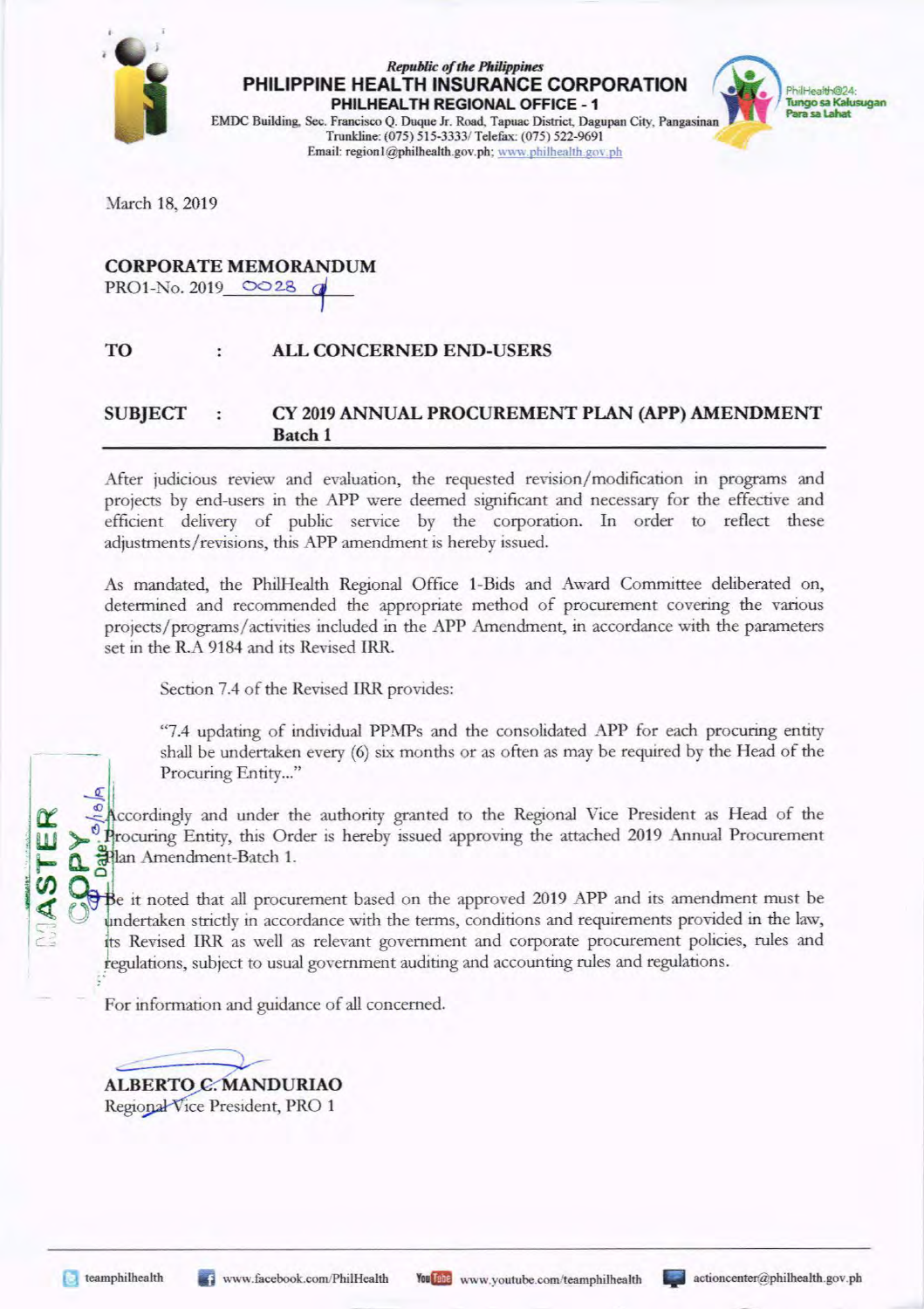*Republic of the Philippines*
**PHILIPPINE HEALTH INSURANCE CORPORATION**
**PHILHEALTH REGIONAL OFFICE - 1**
EMDC Building, Sec. Francisco Q. Duque Jr. Road, Tapuac District, Dagupan City, Pangasinan
Trunkline: (075) 515-3333/ Telefax: (075) 522-9691
Email: region1@philhealth.gov.ph; www.philhealth.gov.ph

PhilHealth@24: Tungo sa Kalusugan Para sa Lahat

March 18, 2019

**CORPORATE MEMORANDUM**
PRO1-No. 2019 0028

**TO : ALL CONCERNED END-USERS**

**SUBJECT : CY 2019 ANNUAL PROCUREMENT PLAN (APP) AMENDMENT Batch 1**

---

After judicious review and evaluation, the requested revision/modification in programs and projects by end-users in the APP were deemed significant and necessary for the effective and efficient delivery of public service by the corporation. In order to reflect these adjustments/revisions, this APP amendment is hereby issued.

As mandated, the PhilHealth Regional Office 1-Bids and Award Committee deliberated on, determined and recommended the appropriate method of procurement covering the various projects/programs/activities included in the APP Amendment, in accordance with the parameters set in the R.A 9184 and its Revised IRR.

Section 7.4 of the Revised IRR provides:

> "7.4 updating of individual PPMPs and the consolidated APP for each procuring entity shall be undertaken every (6) six months or as often as may be required by the Head of the Procuring Entity..."

Accordingly and under the authority granted to the Regional Vice President as Head of the Procuring Entity, this Order is hereby issued approving the attached 2019 Annual Procurement Plan Amendment-Batch 1.

Be it noted that all procurement based on the approved 2019 APP and its amendment must be undertaken strictly in accordance with the terms, conditions and requirements provided in the law, its Revised IRR as well as relevant government and corporate procurement policies, rules and regulations, subject to usual government auditing and accounting rules and regulations.

For information and guidance of all concerned.

**ALBERTO C. MANDURIAO**
Regional Vice President, PRO 1

MASTER COPY Date 3/18/19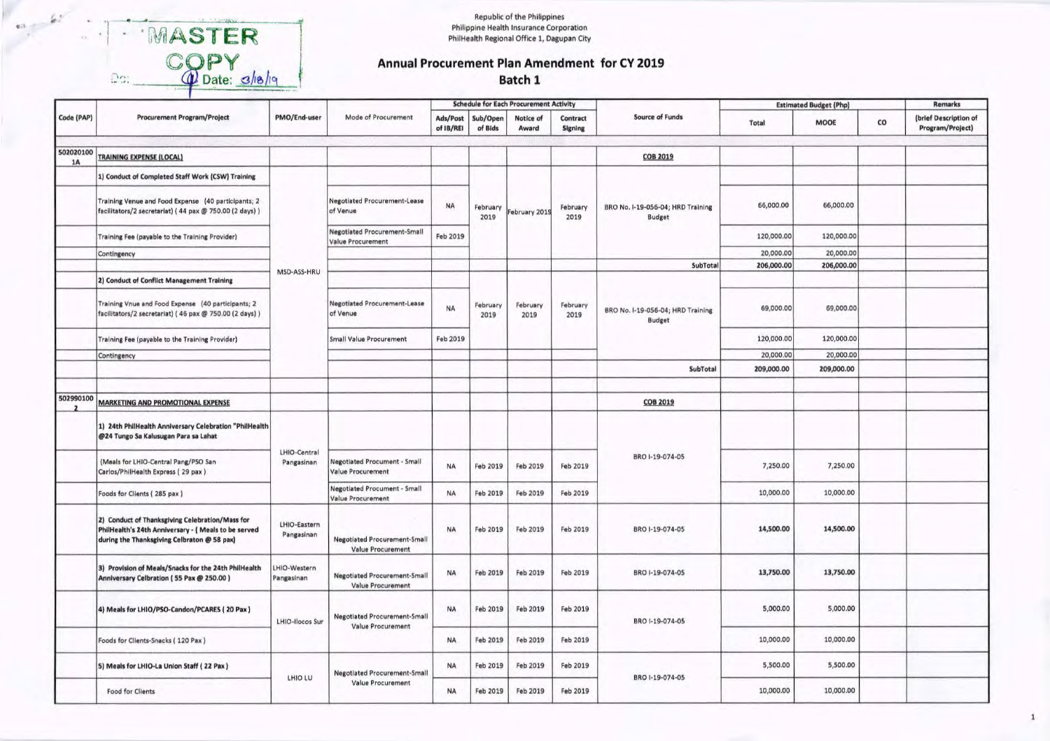MASTER COPY
Date: 3/18/19

Republic of the Philippines
Philippine Health Insurance Corporation
PhilHealth Regional Office 1, Dagupan City

# Annual Procurement Plan Amendment for CY 2019

## Batch 1

| Code (PAP) | Procurement Program/Project | PMO/End-user | Mode of Procurement | Schedule for Each Procurement Activity | | | | Source of Funds | Estimated Budget (Php) | | | Remarks |
|---|---|---|---|---|---|---|---|---|---|---|---|---|
| | | | | Ads/Post of IB/REI | Sub/Open of Bids | Notice of Award | Contract Signing | | Total | MOOE | CO | (brief Description of Program/Project) |
| 502020100 1A | TRAINING EXPENSE (LOCAL) | | | | | | | COB 2019 | | | | |
| | 1) Conduct of Completed Staff Work (CSW) Training | MSD-ASS-HRU | | | | | | | | | | |
| | Training Venue and Food Expense (40 participants; 2 facilitators/2 secretariat) ( 44 pax @ 750.00 (2 days) ) | | Negotiated Procurement-Lease of Venue | NA | February 2019 | February 2019 | February 2019 | BRO No. I-19-056-04; HRD Training Budget | 66,000.00 | 66,000.00 | | |
| | Training Fee (payable to the Training Provider) | | Negotiated Procurement-Small Value Procurement | Feb 2019 | | | | | 120,000.00 | 120,000.00 | | |
| | Contingency | | | | | | | | 20,000.00 | 20,000.00 | | |
| | | | | | | | | SubTotal | 206,000.00 | 206,000.00 | | |
| | 2) Conduct of Conflict Management Training | | | | | | | | | | | |
| | Training Vnue and Food Expense (40 participants; 2 facilitators/2 secretariat) ( 46 pax @ 750.00 (2 days) ) | | Negotiated Procurement-Lease of Venue | NA | February 2019 | February 2019 | February 2019 | BRO No. I-19-056-04; HRD Training Budget | 69,000.00 | 69,000.00 | | |
| | Training Fee (payable to the Training Provider) | | Small Value Procurement | Feb 2019 | | | | | 120,000.00 | 120,000.00 | | |
| | Contingency | | | | | | | | 20,000.00 | 20,000.00 | | |
| | | | | | | | | SubTotal | 209,000.00 | 209,000.00 | | |
| 502990100 2 | MARKETING AND PROMOTIONAL EXPENSE | | | | | | | COB 2019 | | | | |
| | 1) 24th PhilHealth Anniversary Celebration "PhilHealth @24 Tungo Sa Kalusugan Para sa Lahat | LHIO-Central Pangasinan | | | | | | BRO I-19-074-05 | | | | |
| | (Meals for LHIO-Central Pang/PSO San Carlos/PhilHealth Express ( 29 pax ) | | Negotiated Procurment - Small Value Procurement | NA | Feb 2019 | Feb 2019 | Feb 2019 | | 7,250.00 | 7,250.00 | | |
| | Foods for Clients ( 285 pax ) | | Negotiated Procurment - Small Value Procurement | NA | Feb 2019 | Feb 2019 | Feb 2019 | | 10,000.00 | 10,000.00 | | |
| | 2) Conduct of Thanksgiving Celebration/Mass for PhilHealth's 24th Anniversary - ( Meals to be served during the Thanksgiving Celbraton @ 58 pax) | LHIO-Eastern Pangasinan | Negotiated Procurement-Small Value Procurement | NA | Feb 2019 | Feb 2019 | Feb 2019 | BRO I-19-074-05 | 14,500.00 | 14,500.00 | | |
| | 3) Provision of Meals/Snacks for the 24th PhilHealth Anniversary Celbration ( 55 Pax @ 250.00 ) | LHIO-Western Pangasinan | Negotiated Procurement-Small Value Procurement | NA | Feb 2019 | Feb 2019 | Feb 2019 | BRO I-19-074-05 | 13,750.00 | 13,750.00 | | |
| | 4) Meals for LHIO/PSO-Candon/PCARES ( 20 Pax ) | LHIO-Ilocos Sur | Negotiated Procurement-Small Value Procurement | NA | Feb 2019 | Feb 2019 | Feb 2019 | BRO I-19-074-05 | 5,000.00 | 5,000.00 | | |
| | Foods for Clients-Snacks ( 120 Pax ) | | | NA | Feb 2019 | Feb 2019 | Feb 2019 | | 10,000.00 | 10,000.00 | | |
| | 5) Meals for LHIO-La Union Staff ( 22 Pax ) | LHIO LU | Negotiated Procurement-Small Value Procurement | NA | Feb 2019 | Feb 2019 | Feb 2019 | BRO I-19-074-05 | 5,500.00 | 5,500.00 | | |
| | Food for Clients | | | NA | Feb 2019 | Feb 2019 | Feb 2019 | | 10,000.00 | 10,000.00 | | |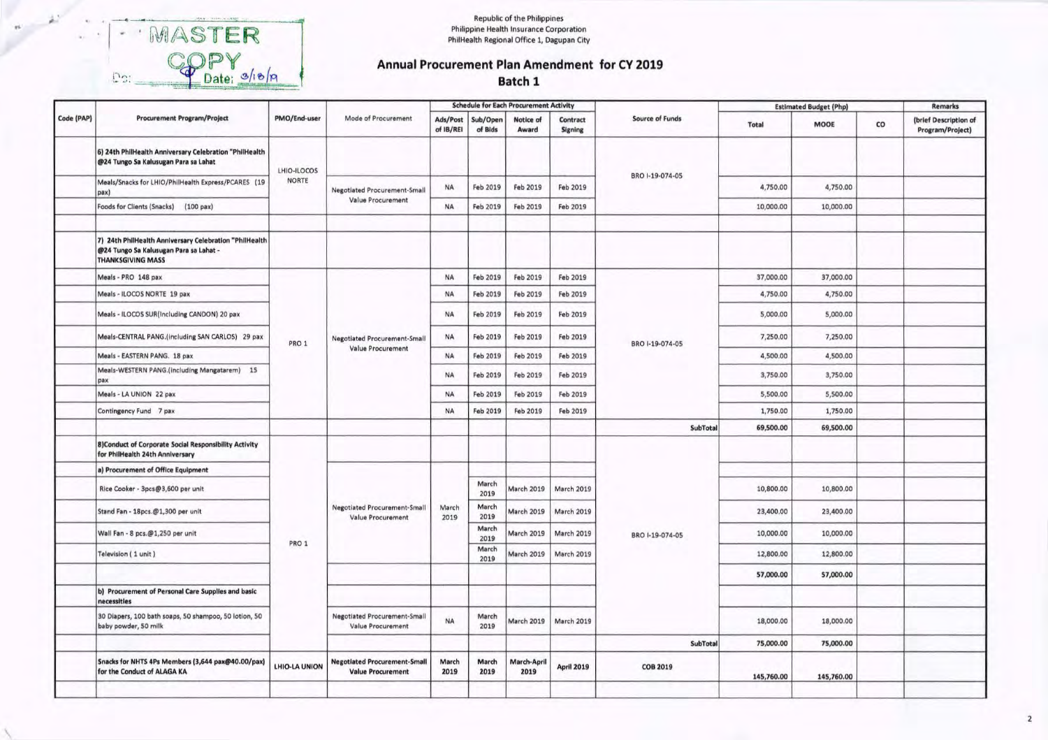MASTER COPY
Date: 3/18/19

Republic of the Philippines
Philippine Health Insurance Corporation
PhilHealth Regional Office 1, Dagupan City

## Annual Procurement Plan Amendment for CY 2019
## Batch 1

| Code (PAP) | Procurement Program/Project | PMO/End-user | Mode of Procurement | Schedule for Each Procurement Activity | | | | Source of Funds | Estimated Budget (Php) | | | Remarks |
|---|---|---|---|---|---|---|---|---|---|---|---|---|
| | | | | Ads/Post of IB/REI | Sub/Open of Bids | Notice of Award | Contract Signing | | Total | MOOE | CO | (brief Description of Program/Project) |
| | **6) 24th PhilHealth Anniversary Celebration "PhilHealth @24 Tungo Sa Kalusugan Para sa Lahat** | LHIO-ILOCOS NORTE | | | | | | BRO I-19-074-05 | | | | |
| | Meals/Snacks for LHIO/PhilHealth Express/PCARES (19 pax) | | Negotiated Procurement-Small Value Procurement | NA | Feb 2019 | Feb 2019 | Feb 2019 | | 4,750.00 | 4,750.00 | | |
| | Foods for Clients (Snacks) (100 pax) | | | NA | Feb 2019 | Feb 2019 | Feb 2019 | | 10,000.00 | 10,000.00 | | |
| | | | | | | | | | | | | |
| | **7) 24th PhilHealth Anniversary Celebration "PhilHealth @24 Tungo Sa Kalusugan Para sa Lahat - THANKSGIVING MASS** | | | | | | | | | | | |
| | Meals - PRO 148 pax | PRO 1 | Negotiated Procurement-Small Value Procurement | NA | Feb 2019 | Feb 2019 | Feb 2019 | BRO I-19-074-05 | 37,000.00 | 37,000.00 | | |
| | Meals - ILOCOS NORTE 19 pax | | | NA | Feb 2019 | Feb 2019 | Feb 2019 | | 4,750.00 | 4,750.00 | | |
| | Meals - ILOCOS SUR(Including CANDON) 20 pax | | | NA | Feb 2019 | Feb 2019 | Feb 2019 | | 5,000.00 | 5,000.00 | | |
| | Meals-CENTRAL PANG.(including SAN CARLOS) 29 pax | | | NA | Feb 2019 | Feb 2019 | Feb 2019 | | 7,250.00 | 7,250.00 | | |
| | Meals - EASTERN PANG. 18 pax | | | NA | Feb 2019 | Feb 2019 | Feb 2019 | | 4,500.00 | 4,500.00 | | |
| | Meals-WESTERN PANG.(including Mangatarem) 15 pax | | | NA | Feb 2019 | Feb 2019 | Feb 2019 | | 3,750.00 | 3,750.00 | | |
| | Meals - LA UNION 22 pax | | | NA | Feb 2019 | Feb 2019 | Feb 2019 | | 5,500.00 | 5,500.00 | | |
| | Contingency Fund 7 pax | | | NA | Feb 2019 | Feb 2019 | Feb 2019 | | 1,750.00 | 1,750.00 | | |
| | | | | | | | | SubTotal | 69,500.00 | 69,500.00 | | |
| | **8)Conduct of Corporate Social Responsibility Activity for PhilHealth 24th Anniversary** | PRO 1 | | | | | | BRO I-19-074-05 | | | | |
| | **a) Procurement of Office Equipment** | | | | | | | | | | | |
| | Rice Cooker - 3pcs@3,600 per unit | | Negotiated Procurement-Small Value Procurement | March 2019 | March 2019 | March 2019 | March 2019 | | 10,800.00 | 10,800.00 | | |
| | Stand Fan - 18pcs.@1,300 per unit | | | | March 2019 | March 2019 | March 2019 | | 23,400.00 | 23,400.00 | | |
| | Wall Fan - 8 pcs.@1,250 per unit | | | | March 2019 | March 2019 | March 2019 | | 10,000.00 | 10,000.00 | | |
| | Television ( 1 unit ) | | | | March 2019 | March 2019 | March 2019 | | 12,800.00 | 12,800.00 | | |
| | | | | | | | | | **57,000.00** | **57,000.00** | | |
| | **b) Procurement of Personal Care Supplies and basic necessities** | | | | | | | | | | | |
| | 30 Diapers, 100 bath soaps, 50 shampoo, 50 lotion, 50 baby powder, 50 milk | | Negotiated Procurement-Small Value Procurement | NA | March 2019 | March 2019 | March 2019 | | 18,000.00 | 18,000.00 | | |
| | | | | | | | | SubTotal | 75,000.00 | 75,000.00 | | |
| | **Snacks for NHTS 4Ps Members (3,644 pax@40.00/pax) for the Conduct of ALAGA KA** | **LHIO-LA UNION** | **Negotiated Procurement-Small Value Procurement** | **March 2019** | **March 2019** | **March-April 2019** | **April 2019** | **COB 2019** | **145,760.00** | **145,760.00** | | |
| | | | | | | | | | | | | |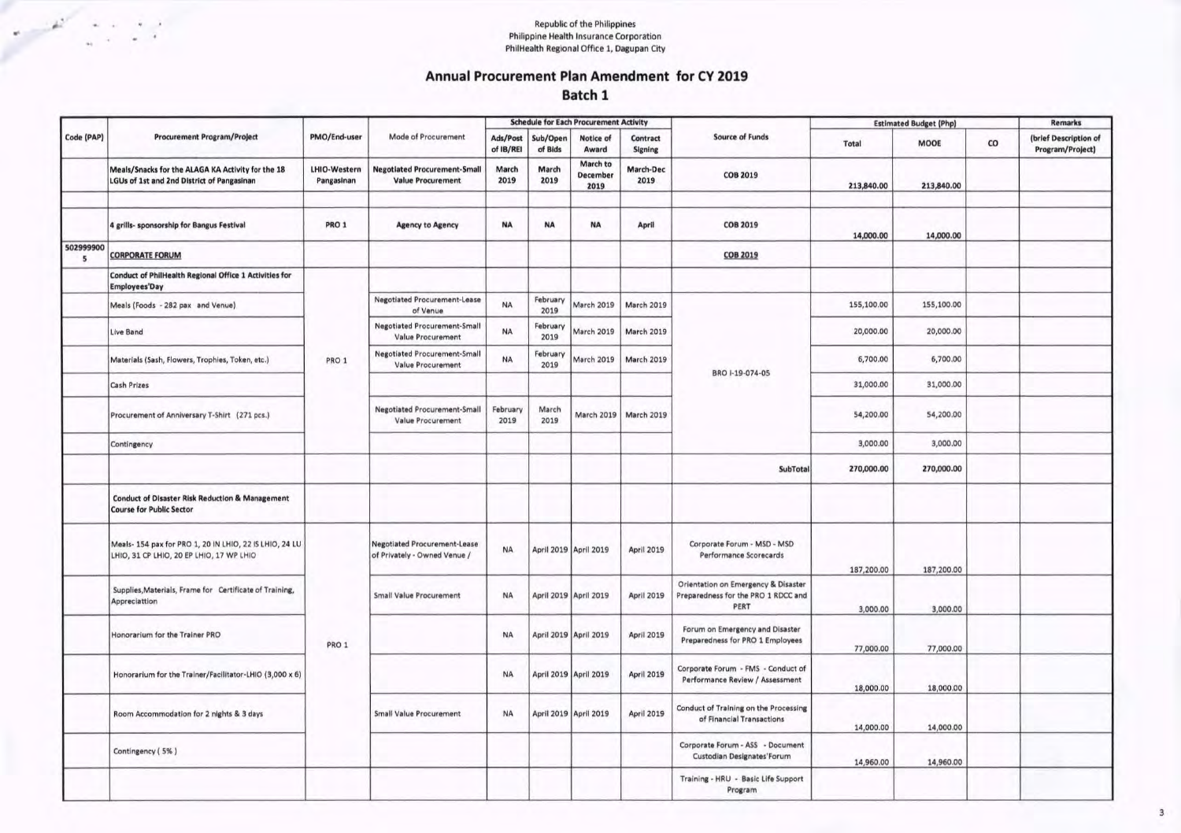Republic of the Philippines
Philippine Health Insurance Corporation
PhilHealth Regional Office 1, Dagupan City

# Annual Procurement Plan Amendment for CY 2019

## Batch 1

| Code (PAP) | Procurement Program/Project | PMO/End-user | Mode of Procurement | Schedule for Each Procurement Activity | | | | Source of Funds | Estimated Budget (Php) | | | Remarks |
|---|---|---|---|---|---|---|---|---|---|---|---|---|
| | | | | Ads/Post of IB/REI | Sub/Open of Bids | Notice of Award | Contract Signing | | Total | MOOE | CO | (brief Description of Program/Project) |
| | Meals/Snacks for the ALAGA KA Activity for the 18 LGUs of 1st and 2nd District of Pangasinan | LHIO-Western Pangasinan | Negotiated Procurement-Small Value Procurement | March 2019 | March 2019 | March to December 2019 | March-Dec 2019 | COB 2019 | 213,840.00 | 213,840.00 | | |
| | | | | | | | | | | | | |
| | 4 grills- sponsorship for Bangus Festival | PRO 1 | Agency to Agency | NA | NA | NA | April | COB 2019 | 14,000.00 | 14,000.00 | | |
| 5029999005 | CORPORATE FORUM | | | | | | | COB 2019 | | | | |
| | Conduct of PhilHealth Regional Office 1 Activities for Employees'Day | PRO 1 | | | | | | BRO I-19-074-05 | | | | |
| | Meals (Foods - 282 pax and Venue) | | Negotiated Procurement-Lease of Venue | NA | February 2019 | March 2019 | March 2019 | | 155,100.00 | 155,100.00 | | |
| | Live Band | | Negotiated Procurement-Small Value Procurement | NA | February 2019 | March 2019 | March 2019 | | 20,000.00 | 20,000.00 | | |
| | Materials (Sash, Flowers, Trophies, Token, etc.) | | Negotiated Procurement-Small Value Procurement | NA | February 2019 | March 2019 | March 2019 | | 6,700.00 | 6,700.00 | | |
| | Cash Prizes | | | | | | | | 31,000.00 | 31,000.00 | | |
| | Procurement of Anniversary T-Shirt (271 pcs.) | | Negotiated Procurement-Small Value Procurement | February 2019 | March 2019 | March 2019 | March 2019 | | 54,200.00 | 54,200.00 | | |
| | Contingency | | | | | | | | 3,000.00 | 3,000.00 | | |
| | | | | | | | | SubTotal | 270,000.00 | 270,000.00 | | |
| | Conduct of Disaster Risk Reduction & Management Course for Public Sector | PRO 1 | | | | | | | | | | |
| | Meals- 154 pax for PRO 1, 20 IN LHIO, 22 IS LHIO, 24 LU LHIO, 31 CP LHIO, 20 EP LHIO, 17 WP LHIO | | Negotiated Procurement-Lease of Privately - Owned Venue / | NA | April 2019 | April 2019 | April 2019 | Corporate Forum - MSD - MSD Performance Scorecards | 187,200.00 | 187,200.00 | | |
| | Supplies,Materials, Frame for Certificate of Training, Appreciattion | | Small Value Procurement | NA | April 2019 | April 2019 | April 2019 | Orientation on Emergency & Disaster Preparedness for the PRO 1 RDCC and PERT | 3,000.00 | 3,000.00 | | |
| | Honorarium for the Trainer PRO | | | NA | April 2019 | April 2019 | April 2019 | Forum on Emergency and Disaster Preparedness for PRO 1 Employees | 77,000.00 | 77,000.00 | | |
| | Honorarium for the Trainer/Facilitator-LHIO (3,000 x 6) | | | NA | April 2019 | April 2019 | April 2019 | Corporate Forum - FMS - Conduct of Performance Review / Assessment | 18,000.00 | 18,000.00 | | |
| | Room Accommodation for 2 nights & 3 days | | Small Value Procurement | NA | April 2019 | April 2019 | April 2019 | Conduct of Training on the Processing of Financial Transactions | 14,000.00 | 14,000.00 | | |
| | Contingency ( 5% ) | | | | | | | Corporate Forum - ASS - Document Custodian Designates'Forum | 14,960.00 | 14,960.00 | | |
| | | | | | | | | Training - HRU - Basic Life Support Program | | | | |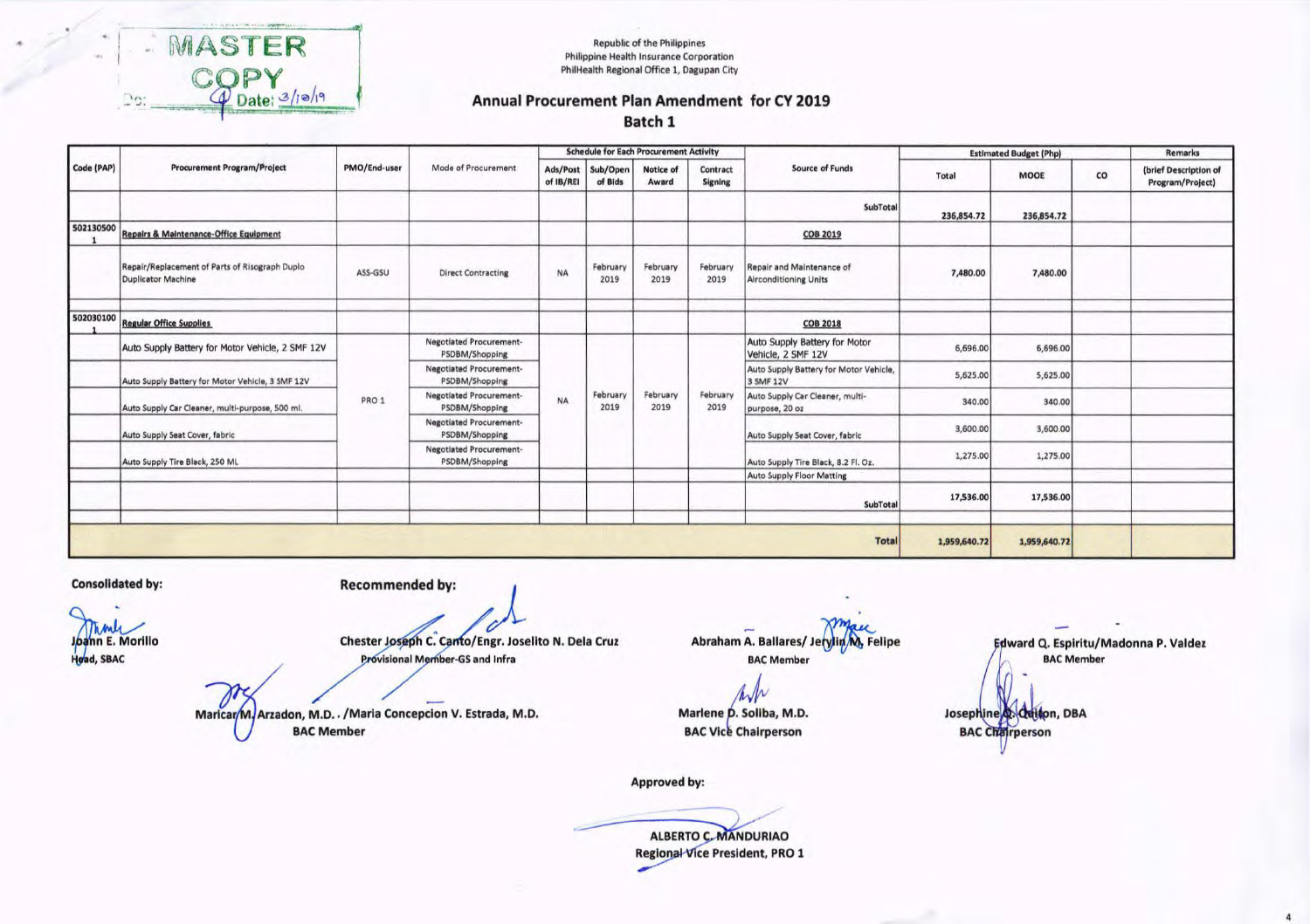MASTER COPY
Date: 3/10/19

Republic of the Philippines
Philippine Health Insurance Corporation
PhilHealth Regional Office 1, Dagupan City

## Annual Procurement Plan Amendment for CY 2019
## Batch 1

| Code (PAP) | Procurement Program/Project | PMO/End-user | Mode of Procurement | Schedule for Each Procurement Activity | | | | Source of Funds | Estimated Budget (Php) | | | Remarks |
|---|---|---|---|---|---|---|---|---|---|---|---|---|
| | | | | Ads/Post of IB/REI | Sub/Open of Bids | Notice of Award | Contract Signing | | Total | MOOE | CO | (brief Description of Program/Project) |
| | | | | | | | | SubTotal | 236,854.72 | 236,854.72 | | |
| 502130500 1 | **Repairs & Maintenance-Office Equipment** | | | | | | | COB 2019 | | | | |
| | Repair/Replacement of Parts of Risograph Duplo Duplicator Machine | ASS-GSU | Direct Contracting | NA | February 2019 | February 2019 | February 2019 | Repair and Maintenance of Airconditioning Units | 7,480.00 | 7,480.00 | | |
| 502030100 1 | **Regular Office Supplies** | | | | | | | COB 2018 | | | | |
| | Auto Supply Battery for Motor Vehicle, 2 SMF 12V | PRO 1 | Negotiated Procurement-PSDBM/Shopping | NA | February 2019 | February 2019 | February 2019 | Auto Supply Battery for Motor Vehicle, 2 SMF 12V | 6,696.00 | 6,696.00 | | |
| | Auto Supply Battery for Motor Vehicle, 3 SMF 12V | | Negotiated Procurement-PSDBM/Shopping | | | | | Auto Supply Battery for Motor Vehicle, 3 SMF 12V | 5,625.00 | 5,625.00 | | |
| | Auto Supply Car Cleaner, multi-purpose, 500 ml. | | Negotiated Procurement-PSDBM/Shopping | | | | | Auto Supply Car Cleaner, multi-purpose, 20 oz | 340.00 | 340.00 | | |
| | Auto Supply Seat Cover, fabric | | Negotiated Procurement-PSDBM/Shopping | | | | | Auto Supply Seat Cover, fabric | 3,600.00 | 3,600.00 | | |
| | Auto Supply Tire Black, 250 ML | | Negotiated Procurement-PSDBM/Shopping | | | | | Auto Supply Tire Black, 8.2 Fl. Oz. | 1,275.00 | 1,275.00 | | |
| | | | | | | | | Auto Supply Floor Matting | | | | |
| | | | | | | | | SubTotal | 17,536.00 | 17,536.00 | | |
| | | | | | | | | **Total** | **1,959,640.72** | **1,959,640.72** | | |

**Consolidated by:**

Joann E. Morillo
Head, SBAC

**Recommended by:**

Chester Joseph C. Canto/Engr. Joselito N. Dela Cruz
Provisional Member-GS and Infra

Abraham A. Ballares/ Jerylin M. Felipe
BAC Member

Edward Q. Espiritu/Madonna P. Valdez
BAC Member

Maricar M. Arzadon, M.D. /Maria Concepcion V. Estrada, M.D.
BAC Member

Marlene D. Soliba, M.D.
BAC Vice Chairperson

Josephine Q. Ocillon, DBA
BAC Chairperson

**Approved by:**

ALBERTO C. MANDURIAO
Regional Vice President, PRO 1